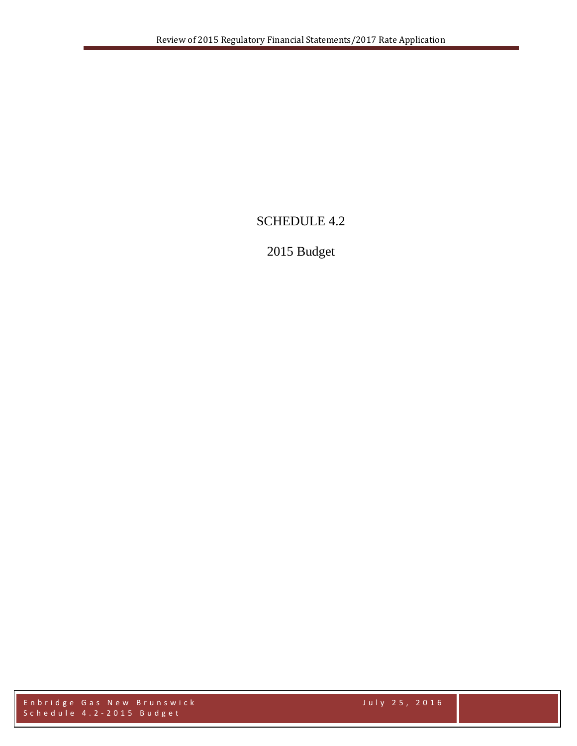# SCHEDULE 4.2

## 2015 Budget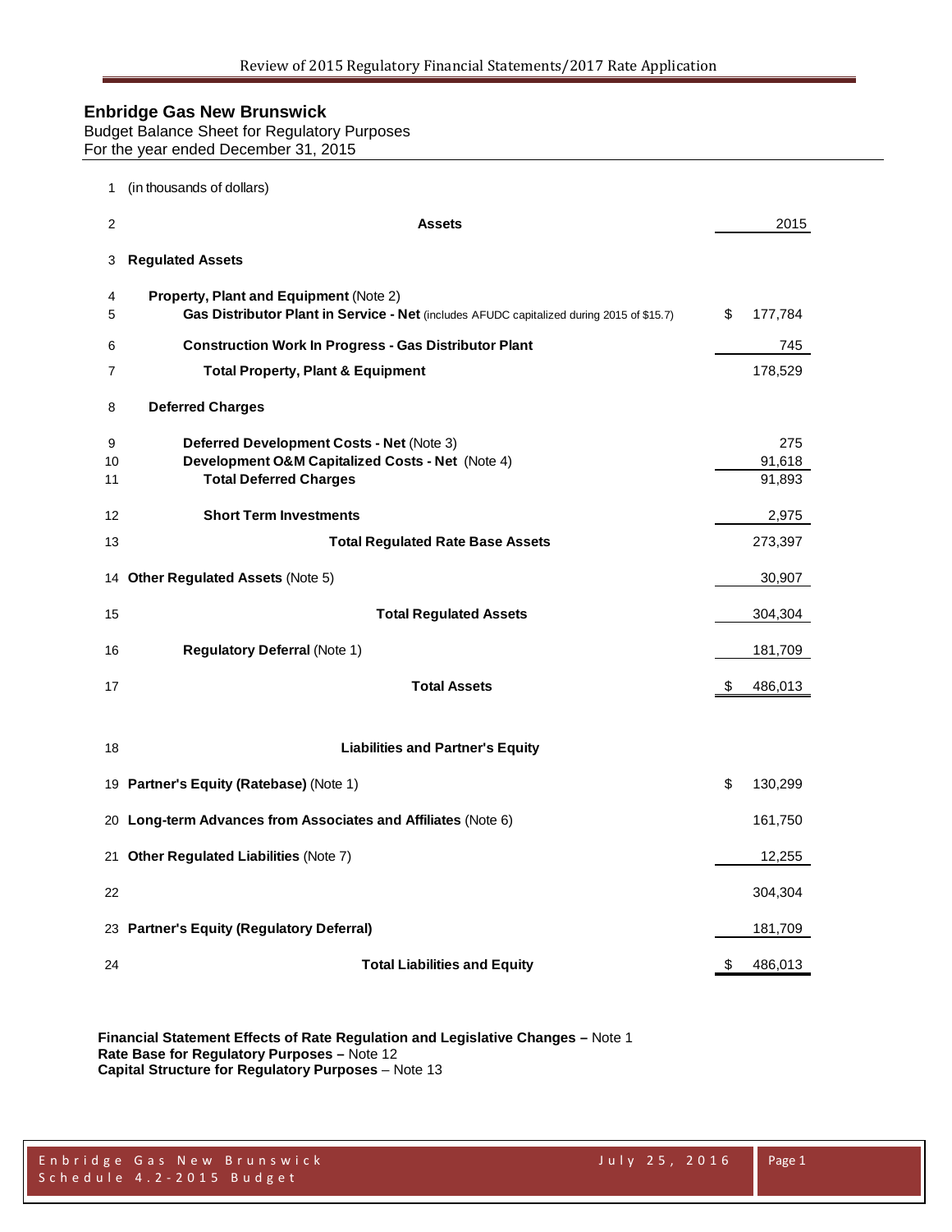# Enbridge Gas New Brunswick

Budget Balance Sheet for Regulatory Purposes
For the year ended December 31, 2015

| | | |
|---|---|---|
| 1 | (in thousands of dollars) | |
| 2 | **Assets** | 2015 |
| 3 | **Regulated Assets** | |
| 4 | **Property, Plant and Equipment** (Note 2) | |
| 5 | **Gas Distributor Plant in Service - Net** (includes AFUDC capitalized during 2015 of $15.7) | $ 177,784 |
| 6 | **Construction Work In Progress - Gas Distributor Plant** | 745 |
| 7 | **Total Property, Plant & Equipment** | 178,529 |
| 8 | **Deferred Charges** | |
| 9 | **Deferred Development Costs - Net** (Note 3) | 275 |
| 10 | **Development O&M Capitalized Costs - Net** (Note 4) | 91,618 |
| 11 | **Total Deferred Charges** | 91,893 |
| 12 | **Short Term Investments** | 2,975 |
| 13 | **Total Regulated Rate Base Assets** | 273,397 |
| 14 | **Other Regulated Assets** (Note 5) | 30,907 |
| 15 | **Total Regulated Assets** | 304,304 |
| 16 | **Regulatory Deferral** (Note 1) | 181,709 |
| 17 | **Total Assets** | $ 486,013 |
| 18 | **Liabilities and Partner's Equity** | |
| 19 | **Partner's Equity (Ratebase)** (Note 1) | $ 130,299 |
| 20 | **Long-term Advances from Associates and Affiliates** (Note 6) | 161,750 |
| 21 | **Other Regulated Liabilities** (Note 7) | 12,255 |
| 22 | | 304,304 |
| 23 | **Partner's Equity (Regulatory Deferral)** | 181,709 |
| 24 | **Total Liabilities and Equity** | $ 486,013 |

**Financial Statement Effects of Rate Regulation and Legislative Changes –** Note 1
**Rate Base for Regulatory Purposes –** Note 12
**Capital Structure for Regulatory Purposes** – Note 13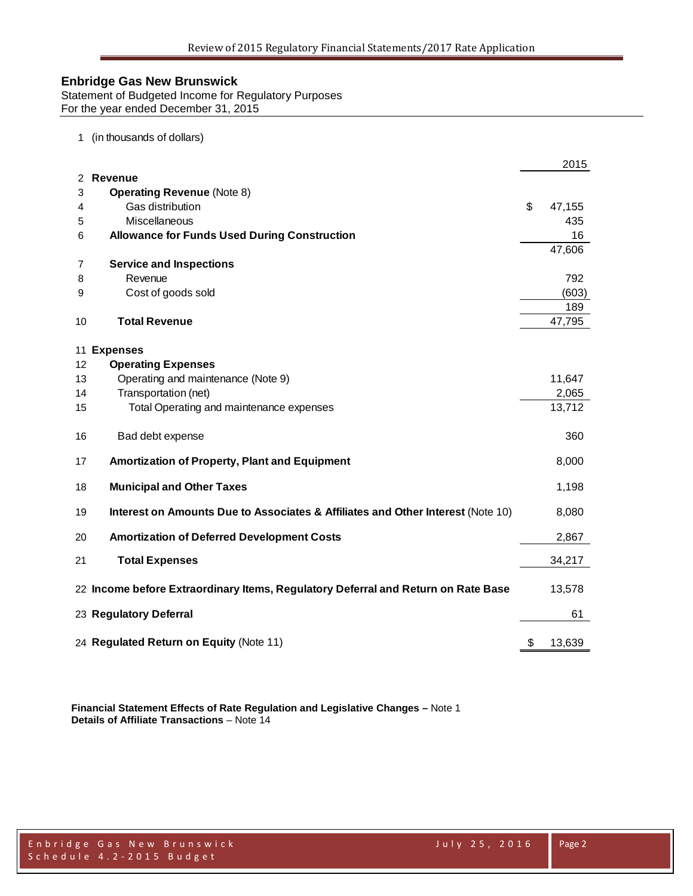## Enbridge Gas New Brunswick

Statement of Budgeted Income for Regulatory Purposes
For the year ended December 31, 2015

| Line | (in thousands of dollars) | 2015 |
|---|---|---|
| 1 | (in thousands of dollars) | |
| 2 | **Revenue** | |
| 3 | **Operating Revenue** (Note 8) | |
| 4 | Gas distribution | $ 47,155 |
| 5 | Miscellaneous | 435 |
| 6 | **Allowance for Funds Used During Construction** | 16 |
| | | 47,606 |
| 7 | **Service and Inspections** | |
| 8 | Revenue | 792 |
| 9 | Cost of goods sold | (603) |
| | | 189 |
| 10 | **Total Revenue** | 47,795 |
| 11 | **Expenses** | |
| 12 | **Operating Expenses** | |
| 13 | Operating and maintenance (Note 9) | 11,647 |
| 14 | Transportation (net) | 2,065 |
| 15 | Total Operating and maintenance expenses | 13,712 |
| 16 | Bad debt expense | 360 |
| 17 | **Amortization of Property, Plant and Equipment** | 8,000 |
| 18 | **Municipal and Other Taxes** | 1,198 |
| 19 | **Interest on Amounts Due to Associates & Affiliates and Other Interest** (Note 10) | 8,080 |
| 20 | **Amortization of Deferred Development Costs** | 2,867 |
| 21 | **Total Expenses** | 34,217 |
| 22 | **Income before Extraordinary Items, Regulatory Deferral and Return on Rate Base** | 13,578 |
| 23 | **Regulatory Deferral** | 61 |
| 24 | **Regulated Return on Equity** (Note 11) | $ 13,639 |

**Financial Statement Effects of Rate Regulation and Legislative Changes –** Note 1
**Details of Affiliate Transactions** – Note 14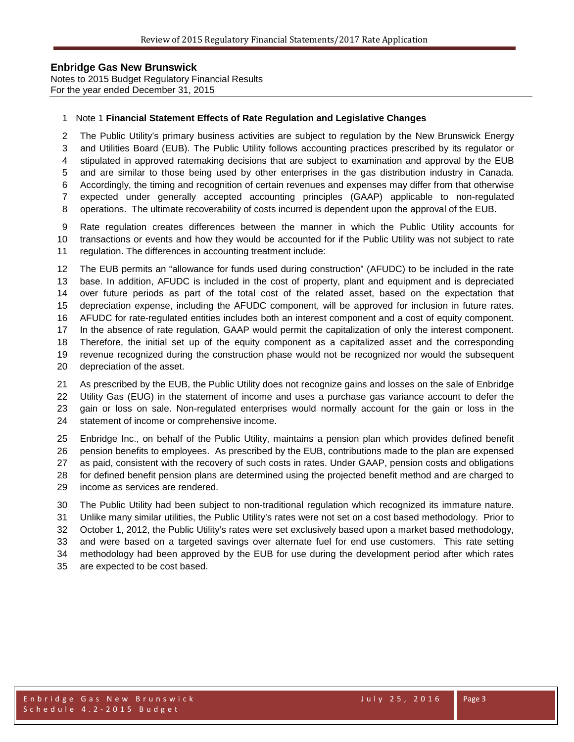**Enbridge Gas New Brunswick**
Notes to 2015 Budget Regulatory Financial Results
For the year ended December 31, 2015

Note 1 **Financial Statement Effects of Rate Regulation and Legislative Changes**

The Public Utility's primary business activities are subject to regulation by the New Brunswick Energy and Utilities Board (EUB). The Public Utility follows accounting practices prescribed by its regulator or stipulated in approved ratemaking decisions that are subject to examination and approval by the EUB and are similar to those being used by other enterprises in the gas distribution industry in Canada. Accordingly, the timing and recognition of certain revenues and expenses may differ from that otherwise expected under generally accepted accounting principles (GAAP) applicable to non-regulated operations. The ultimate recoverability of costs incurred is dependent upon the approval of the EUB.

Rate regulation creates differences between the manner in which the Public Utility accounts for transactions or events and how they would be accounted for if the Public Utility was not subject to rate regulation. The differences in accounting treatment include:

The EUB permits an "allowance for funds used during construction" (AFUDC) to be included in the rate base. In addition, AFUDC is included in the cost of property, plant and equipment and is depreciated over future periods as part of the total cost of the related asset, based on the expectation that depreciation expense, including the AFUDC component, will be approved for inclusion in future rates. AFUDC for rate-regulated entities includes both an interest component and a cost of equity component. In the absence of rate regulation, GAAP would permit the capitalization of only the interest component. Therefore, the initial set up of the equity component as a capitalized asset and the corresponding revenue recognized during the construction phase would not be recognized nor would the subsequent depreciation of the asset.

As prescribed by the EUB, the Public Utility does not recognize gains and losses on the sale of Enbridge Utility Gas (EUG) in the statement of income and uses a purchase gas variance account to defer the gain or loss on sale. Non-regulated enterprises would normally account for the gain or loss in the statement of income or comprehensive income.

Enbridge Inc., on behalf of the Public Utility, maintains a pension plan which provides defined benefit pension benefits to employees. As prescribed by the EUB, contributions made to the plan are expensed as paid, consistent with the recovery of such costs in rates. Under GAAP, pension costs and obligations for defined benefit pension plans are determined using the projected benefit method and are charged to income as services are rendered.

The Public Utility had been subject to non-traditional regulation which recognized its immature nature. Unlike many similar utilities, the Public Utility's rates were not set on a cost based methodology. Prior to October 1, 2012, the Public Utility's rates were set exclusively based upon a market based methodology, and were based on a targeted savings over alternate fuel for end use customers. This rate setting methodology had been approved by the EUB for use during the development period after which rates are expected to be cost based.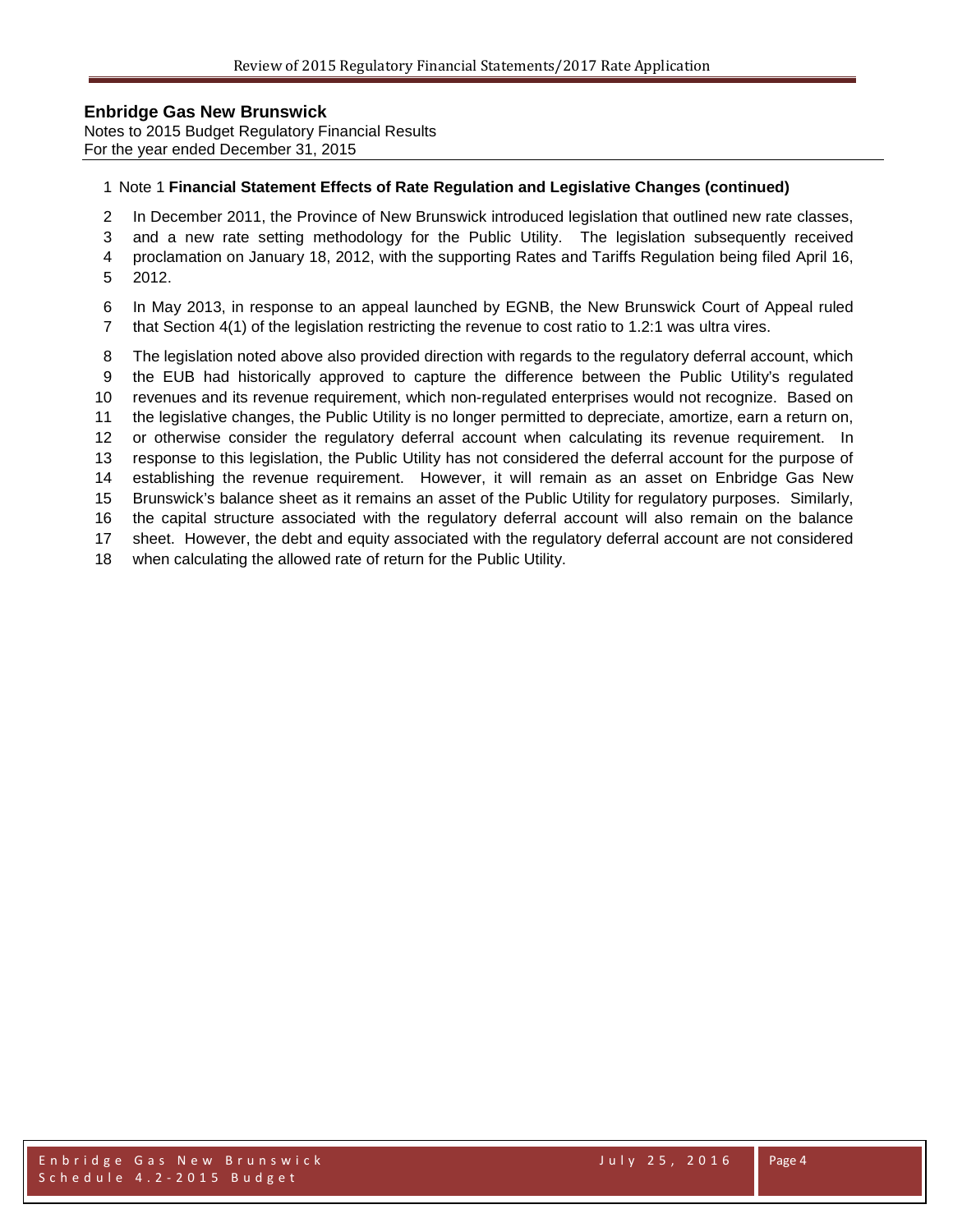**Enbridge Gas New Brunswick**
Notes to 2015 Budget Regulatory Financial Results
For the year ended December 31, 2015

Note 1 **Financial Statement Effects of Rate Regulation and Legislative Changes (continued)**

In December 2011, the Province of New Brunswick introduced legislation that outlined new rate classes, and a new rate setting methodology for the Public Utility. The legislation subsequently received proclamation on January 18, 2012, with the supporting Rates and Tariffs Regulation being filed April 16, 2012.

In May 2013, in response to an appeal launched by EGNB, the New Brunswick Court of Appeal ruled that Section 4(1) of the legislation restricting the revenue to cost ratio to 1.2:1 was ultra vires.

The legislation noted above also provided direction with regards to the regulatory deferral account, which the EUB had historically approved to capture the difference between the Public Utility's regulated revenues and its revenue requirement, which non-regulated enterprises would not recognize. Based on the legislative changes, the Public Utility is no longer permitted to depreciate, amortize, earn a return on, or otherwise consider the regulatory deferral account when calculating its revenue requirement. In response to this legislation, the Public Utility has not considered the deferral account for the purpose of establishing the revenue requirement. However, it will remain as an asset on Enbridge Gas New Brunswick's balance sheet as it remains an asset of the Public Utility for regulatory purposes. Similarly, the capital structure associated with the regulatory deferral account will also remain on the balance sheet. However, the debt and equity associated with the regulatory deferral account are not considered when calculating the allowed rate of return for the Public Utility.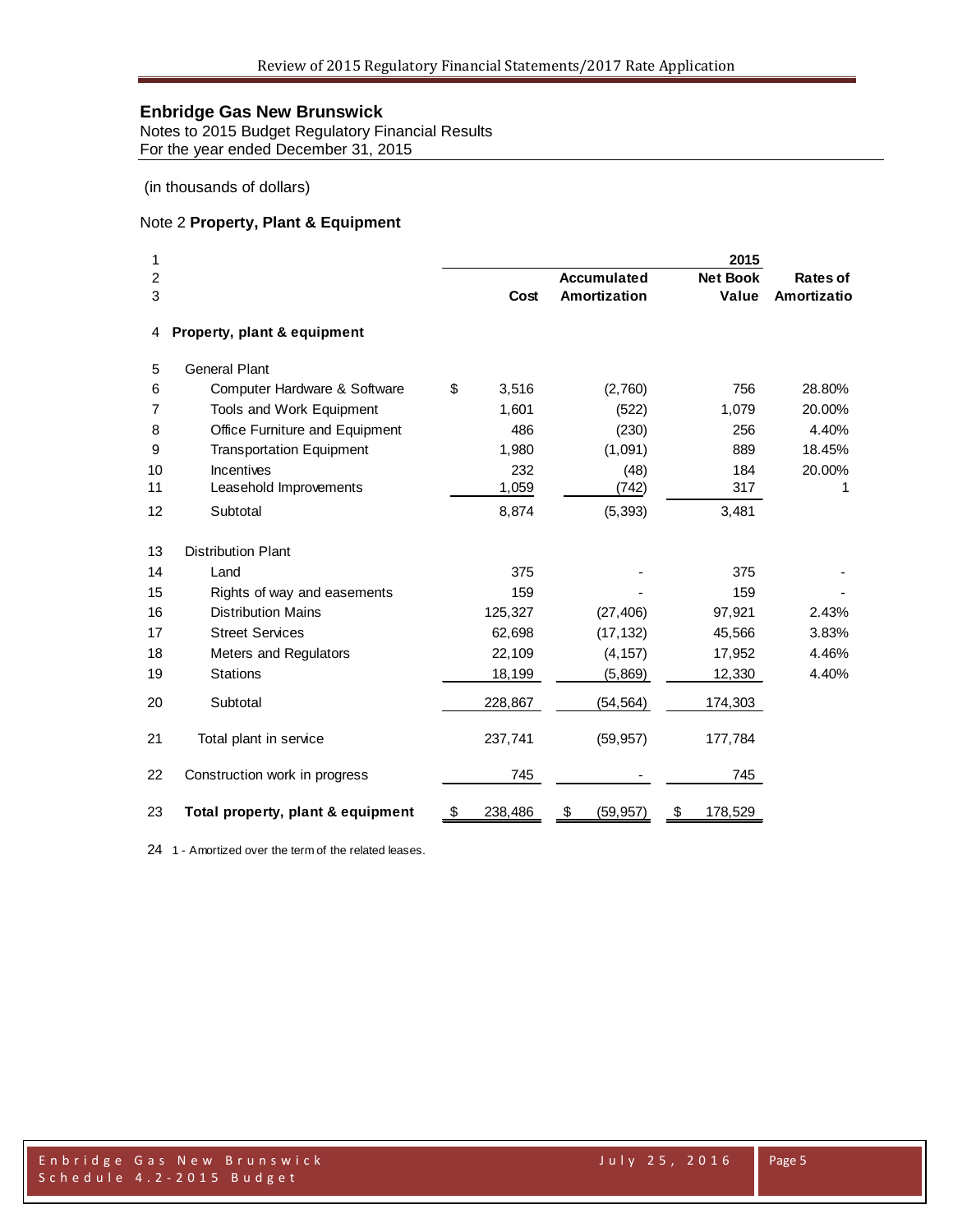## Enbridge Gas New Brunswick

Notes to 2015 Budget Regulatory Financial Results
For the year ended December 31, 2015

(in thousands of dollars)

Note 2 **Property, Plant & Equipment**

| | | | | 2015 | |
|---|---|---|---|---|---|
| | | | Accumulated | Net Book | Rates of |
| | | Cost | Amortization | Value | Amortizatio |
| 4 | **Property, plant & equipment** | | | | |
| 5 | General Plant | | | | |
| 6 | Computer Hardware & Software | $ 3,516 | (2,760) | 756 | 28.80% |
| 7 | Tools and Work Equipment | 1,601 | (522) | 1,079 | 20.00% |
| 8 | Office Furniture and Equipment | 486 | (230) | 256 | 4.40% |
| 9 | Transportation Equipment | 1,980 | (1,091) | 889 | 18.45% |
| 10 | Incentives | 232 | (48) | 184 | 20.00% |
| 11 | Leasehold Improvements | 1,059 | (742) | 317 | 1 |
| 12 | Subtotal | 8,874 | (5,393) | 3,481 | |
| 13 | Distribution Plant | | | | |
| 14 | Land | 375 | - | 375 | - |
| 15 | Rights of way and easements | 159 | - | 159 | - |
| 16 | Distribution Mains | 125,327 | (27,406) | 97,921 | 2.43% |
| 17 | Street Services | 62,698 | (17,132) | 45,566 | 3.83% |
| 18 | Meters and Regulators | 22,109 | (4,157) | 17,952 | 4.46% |
| 19 | Stations | 18,199 | (5,869) | 12,330 | 4.40% |
| 20 | Subtotal | 228,867 | (54,564) | 174,303 | |
| 21 | Total plant in service | 237,741 | (59,957) | 177,784 | |
| 22 | Construction work in progress | 745 | - | 745 | |
| 23 | **Total property, plant & equipment** | $ 238,486 | $ (59,957) | $ 178,529 | |

24 1 - Amortized over the term of the related leases.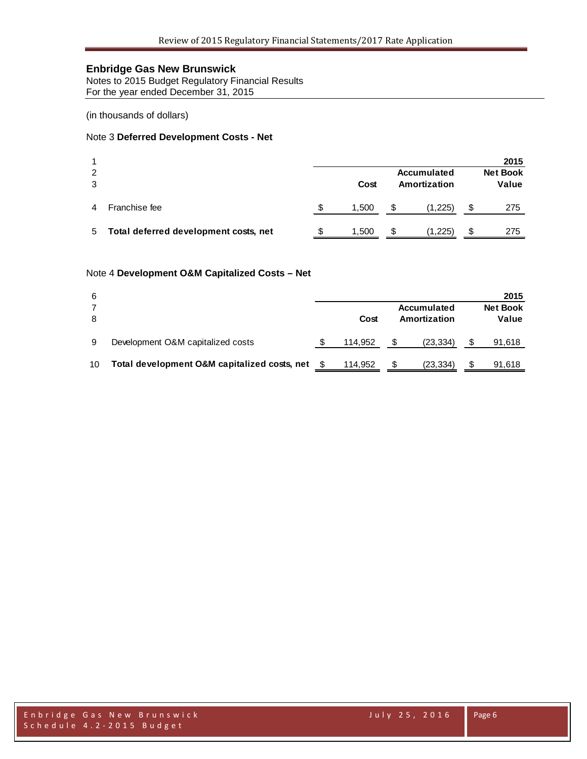## Enbridge Gas New Brunswick

Notes to 2015 Budget Regulatory Financial Results
For the year ended December 31, 2015

(in thousands of dollars)

### Note 3 **Deferred Development Costs - Net**

| | | | | 2015 |
|---|---|---|---|---|
| | | | Accumulated | Net Book |
| | | Cost | Amortization | Value |
| 4 | Franchise fee | $ 1,500 | $ (1,225) | $ 275 |
| 5 | **Total deferred development costs, net** | $ 1,500 | $ (1,225) | $ 275 |

### Note 4 **Development O&M Capitalized Costs – Net**

| | | | | 2015 |
|---|---|---|---|---|
| | | | Accumulated | Net Book |
| | | Cost | Amortization | Value |
| 9 | Development O&M capitalized costs | $ 114,952 | $ (23,334) | $ 91,618 |
| 10 | **Total development O&M capitalized costs, net** | $ 114,952 | $ (23,334) | $ 91,618 |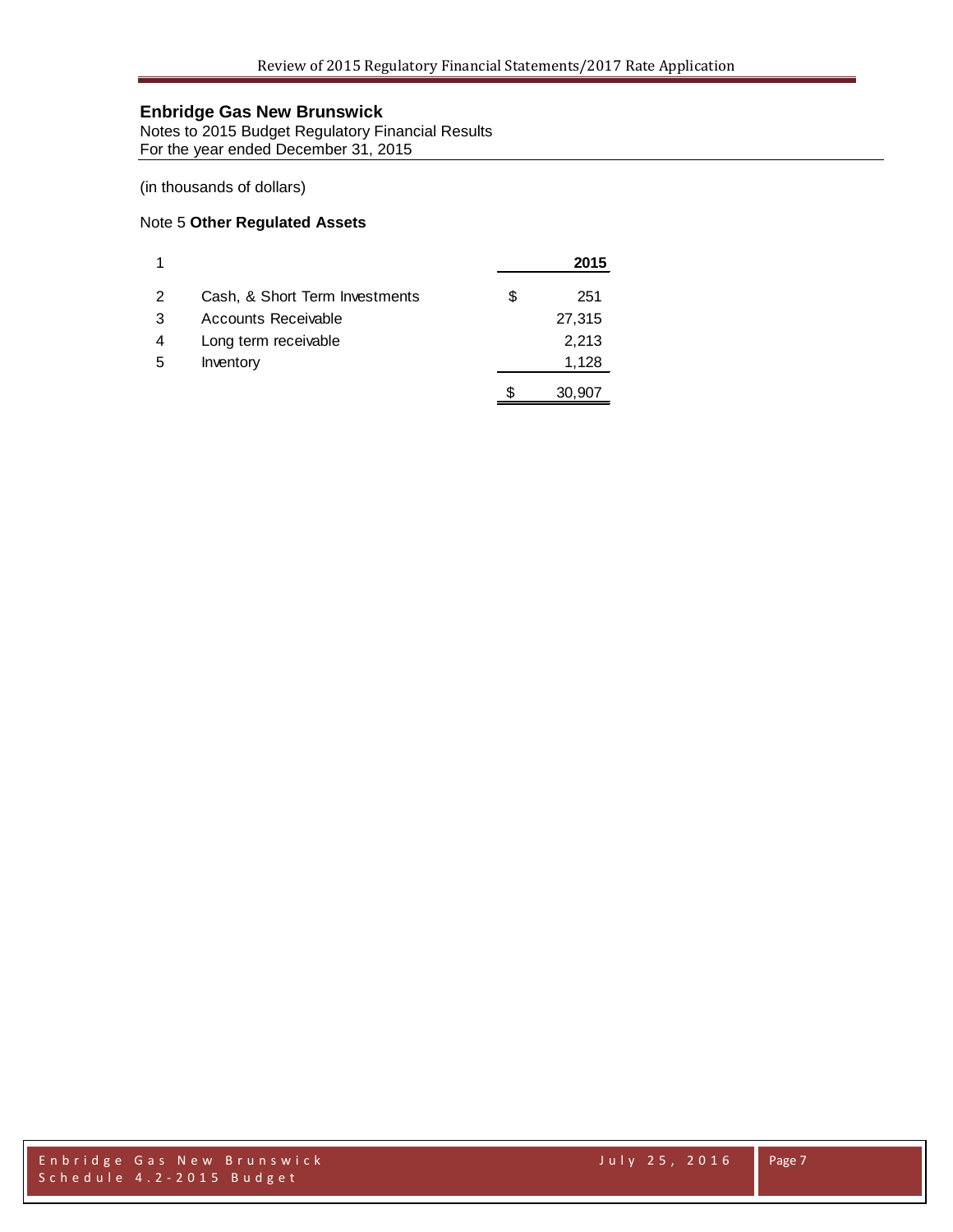## Enbridge Gas New Brunswick

Notes to 2015 Budget Regulatory Financial Results
For the year ended December 31, 2015

(in thousands of dollars)

### Note 5 **Other Regulated Assets**

| 1 | | | **2015** |
|---|---|---|---|
| 2 | Cash, & Short Term Investments | $ | 251 |
| 3 | Accounts Receivable | | 27,315 |
| 4 | Long term receivable | | 2,213 |
| 5 | Inventory | | 1,128 |
| | | $ | 30,907 |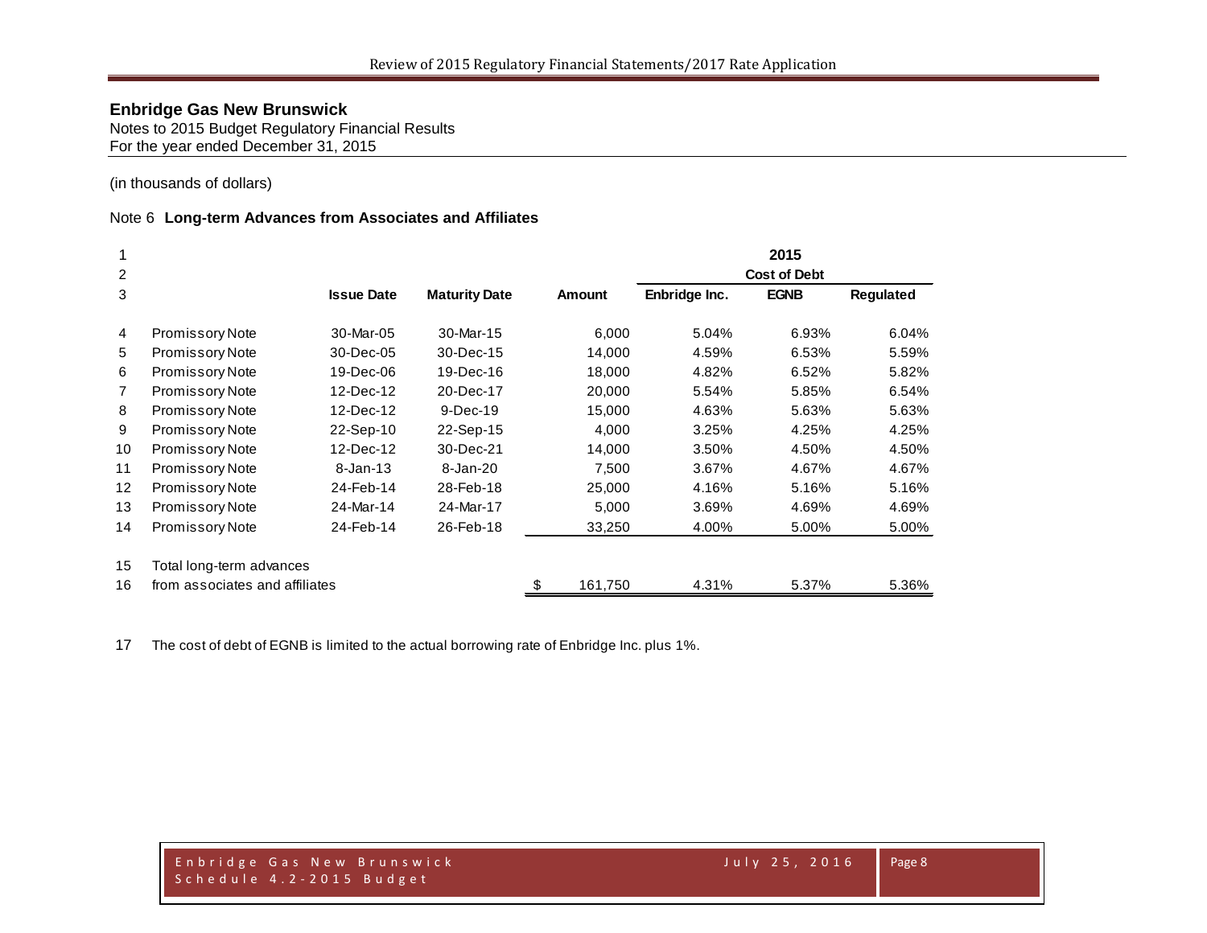## Enbridge Gas New Brunswick

Notes to 2015 Budget Regulatory Financial Results
For the year ended December 31, 2015

(in thousands of dollars)

### Note 6 **Long-term Advances from Associates and Affiliates**

| | | | | | 2015 | | |
|---|---|---|---|---|---|---|---|
| | | | | | Cost of Debt | | |
| | | **Issue Date** | **Maturity Date** | **Amount** | **Enbridge Inc.** | **EGNB** | **Regulated** |
| 4 | Promissory Note | 30-Mar-05 | 30-Mar-15 | 6,000 | 5.04% | 6.93% | 6.04% |
| 5 | Promissory Note | 30-Dec-05 | 30-Dec-15 | 14,000 | 4.59% | 6.53% | 5.59% |
| 6 | Promissory Note | 19-Dec-06 | 19-Dec-16 | 18,000 | 4.82% | 6.52% | 5.82% |
| 7 | Promissory Note | 12-Dec-12 | 20-Dec-17 | 20,000 | 5.54% | 5.85% | 6.54% |
| 8 | Promissory Note | 12-Dec-12 | 9-Dec-19 | 15,000 | 4.63% | 5.63% | 5.63% |
| 9 | Promissory Note | 22-Sep-10 | 22-Sep-15 | 4,000 | 3.25% | 4.25% | 4.25% |
| 10 | Promissory Note | 12-Dec-12 | 30-Dec-21 | 14,000 | 3.50% | 4.50% | 4.50% |
| 11 | Promissory Note | 8-Jan-13 | 8-Jan-20 | 7,500 | 3.67% | 4.67% | 4.67% |
| 12 | Promissory Note | 24-Feb-14 | 28-Feb-18 | 25,000 | 4.16% | 5.16% | 5.16% |
| 13 | Promissory Note | 24-Mar-14 | 24-Mar-17 | 5,000 | 3.69% | 4.69% | 4.69% |
| 14 | Promissory Note | 24-Feb-14 | 26-Feb-18 | 33,250 | 4.00% | 5.00% | 5.00% |
| 15 | Total long-term advances | | | | | | |
| 16 | from associates and affiliates | | | $ 161,750 | 4.31% | 5.37% | 5.36% |

17 The cost of debt of EGNB is limited to the actual borrowing rate of Enbridge Inc. plus 1%.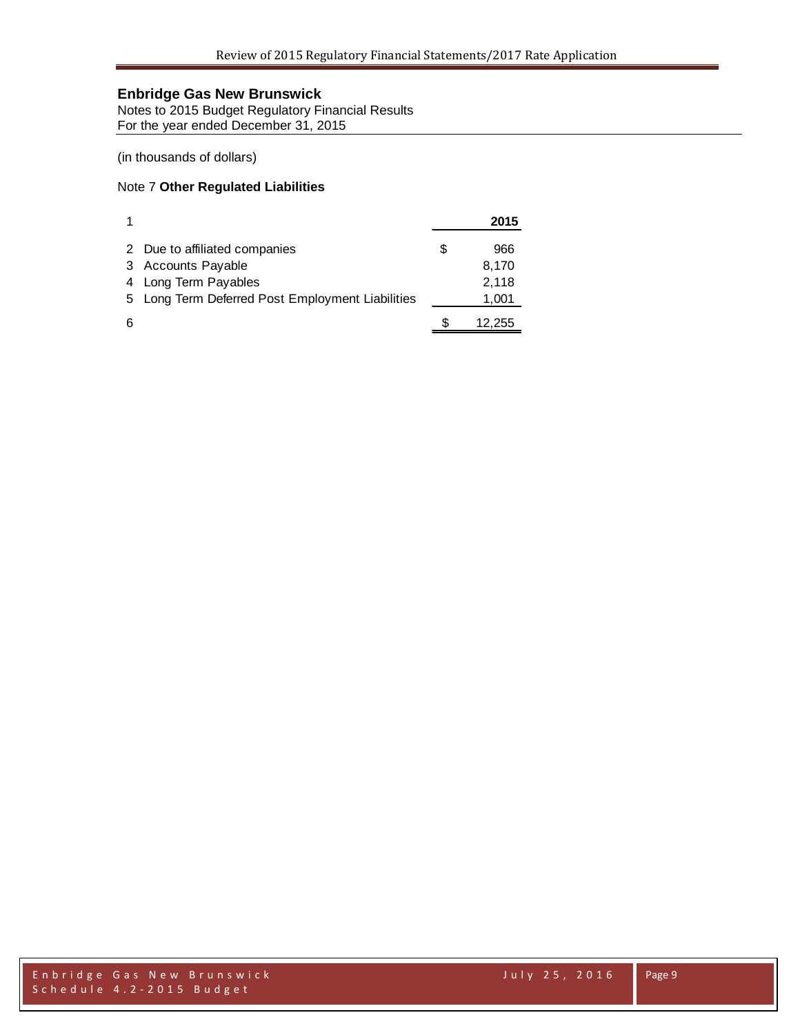**Enbridge Gas New Brunswick**
Notes to 2015 Budget Regulatory Financial Results
For the year ended December 31, 2015

(in thousands of dollars)

Note 7 **Other Regulated Liabilities**

| 1 | | | **2015** |
|---|---|---|---|
| 2 | Due to affiliated companies | $ | 966 |
| 3 | Accounts Payable | | 8,170 |
| 4 | Long Term Payables | | 2,118 |
| 5 | Long Term Deferred Post Employment Liabilities | | 1,001 |
| 6 | | $ | 12,255 |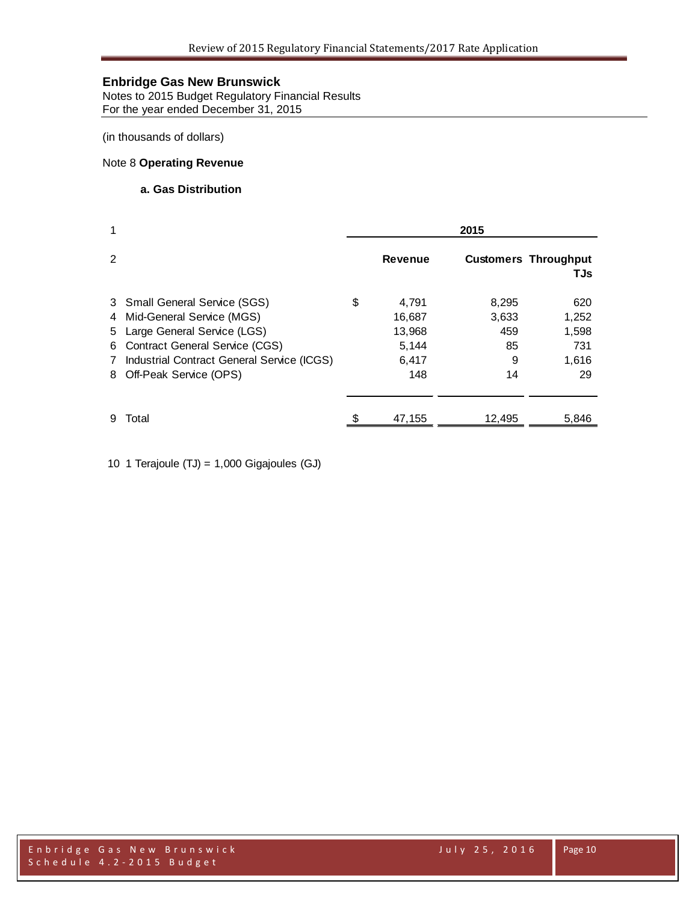**Enbridge Gas New Brunswick**
Notes to 2015 Budget Regulatory Financial Results
For the year ended December 31, 2015

(in thousands of dollars)

Note 8 **Operating Revenue**

**a. Gas Distribution**

| 1 | | | 2015 | | |
|---|---|---|---|---|---|
| 2 | | | **Revenue** | **Customers** | **Throughput TJs** |
| 3 | Small General Service (SGS) | $ | 4,791 | 8,295 | 620 |
| 4 | Mid-General Service (MGS) | | 16,687 | 3,633 | 1,252 |
| 5 | Large General Service (LGS) | | 13,968 | 459 | 1,598 |
| 6 | Contract General Service (CGS) | | 5,144 | 85 | 731 |
| 7 | Industrial Contract General Service (ICGS) | | 6,417 | 9 | 1,616 |
| 8 | Off-Peak Service (OPS) | | 148 | 14 | 29 |
| 9 | Total | $ | 47,155 | 12,495 | 5,846 |

10 1 Terajoule (TJ) = 1,000 Gigajoules (GJ)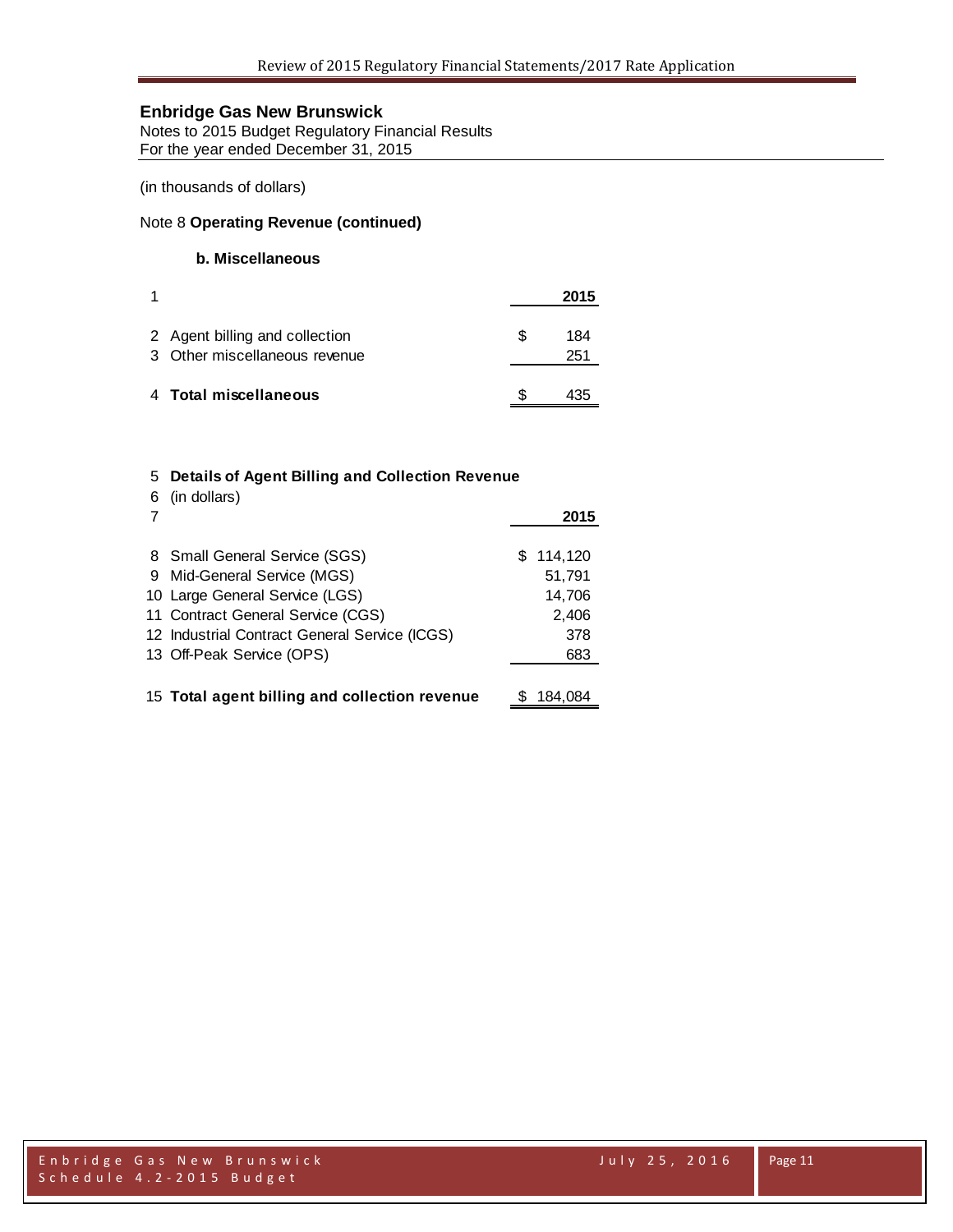## Enbridge Gas New Brunswick

Notes to 2015 Budget Regulatory Financial Results
For the year ended December 31, 2015

(in thousands of dollars)

Note 8 **Operating Revenue (continued)**

### b. Miscellaneous

| 1 | | 2015 |
|---|---|---|
| 2 | Agent billing and collection | $ 184 |
| 3 | Other miscellaneous revenue | 251 |
| 4 | **Total miscellaneous** | $ 435 |

| 5 | **Details of Agent Billing and Collection Revenue** | |
|---|---|---|
| 6 | (in dollars) | |
| 7 | | **2015** |
| 8 | Small General Service (SGS) | $ 114,120 |
| 9 | Mid-General Service (MGS) | 51,791 |
| 10 | Large General Service (LGS) | 14,706 |
| 11 | Contract General Service (CGS) | 2,406 |
| 12 | Industrial Contract General Service (ICGS) | 378 |
| 13 | Off-Peak Service (OPS) | 683 |
| 15 | **Total agent billing and collection revenue** | $ 184,084 |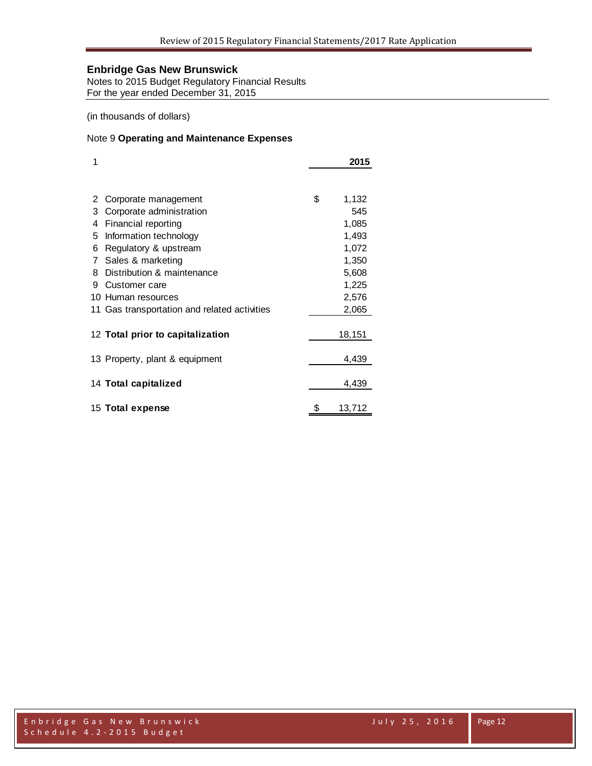**Enbridge Gas New Brunswick**
Notes to 2015 Budget Regulatory Financial Results
For the year ended December 31, 2015

(in thousands of dollars)

Note 9 **Operating and Maintenance Expenses**

| 1 | | | 2015 |
|---|---|---|---|
| 2 | Corporate management | $ | 1,132 |
| 3 | Corporate administration | | 545 |
| 4 | Financial reporting | | 1,085 |
| 5 | Information technology | | 1,493 |
| 6 | Regulatory & upstream | | 1,072 |
| 7 | Sales & marketing | | 1,350 |
| 8 | Distribution & maintenance | | 5,608 |
| 9 | Customer care | | 1,225 |
| 10 | Human resources | | 2,576 |
| 11 | Gas transportation and related activities | | 2,065 |
| 12 | **Total prior to capitalization** | | 18,151 |
| 13 | Property, plant & equipment | | 4,439 |
| 14 | **Total capitalized** | | 4,439 |
| 15 | **Total expense** | $ | 13,712 |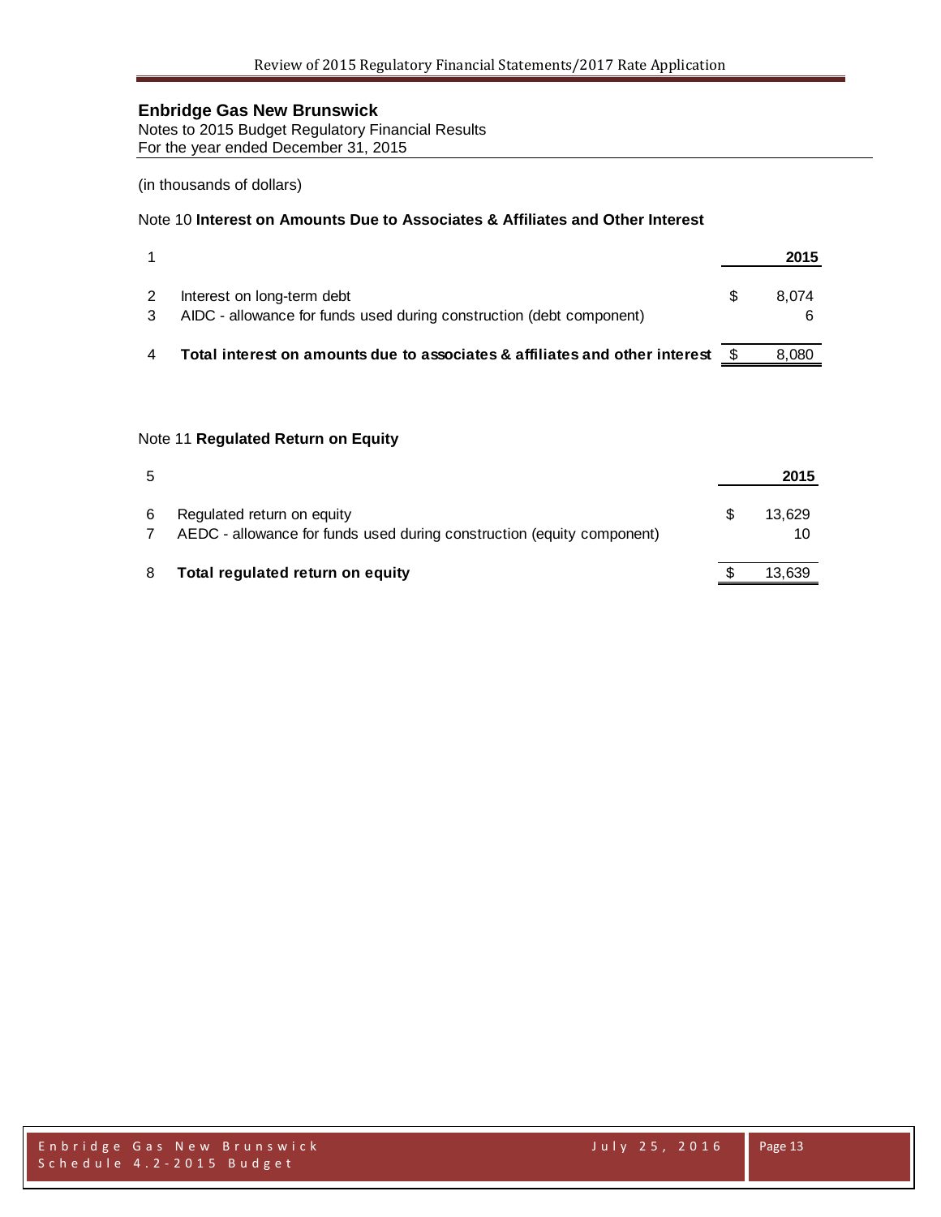**Enbridge Gas New Brunswick**
Notes to 2015 Budget Regulatory Financial Results
For the year ended December 31, 2015

(in thousands of dollars)

Note 10 **Interest on Amounts Due to Associates & Affiliates and Other Interest**

| 1 | | | **2015** |
|---|---|---|---|
| 2 | Interest on long-term debt | $ | 8,074 |
| 3 | AIDC - allowance for funds used during construction (debt component) | | 6 |
| 4 | **Total interest on amounts due to associates & affiliates and other interest** | $ | 8,080 |

Note 11 **Regulated Return on Equity**

| 5 | | | **2015** |
|---|---|---|---|
| 6 | Regulated return on equity | $ | 13,629 |
| 7 | AEDC - allowance for funds used during construction (equity component) | | 10 |
| 8 | **Total regulated return on equity** | $ | 13,639 |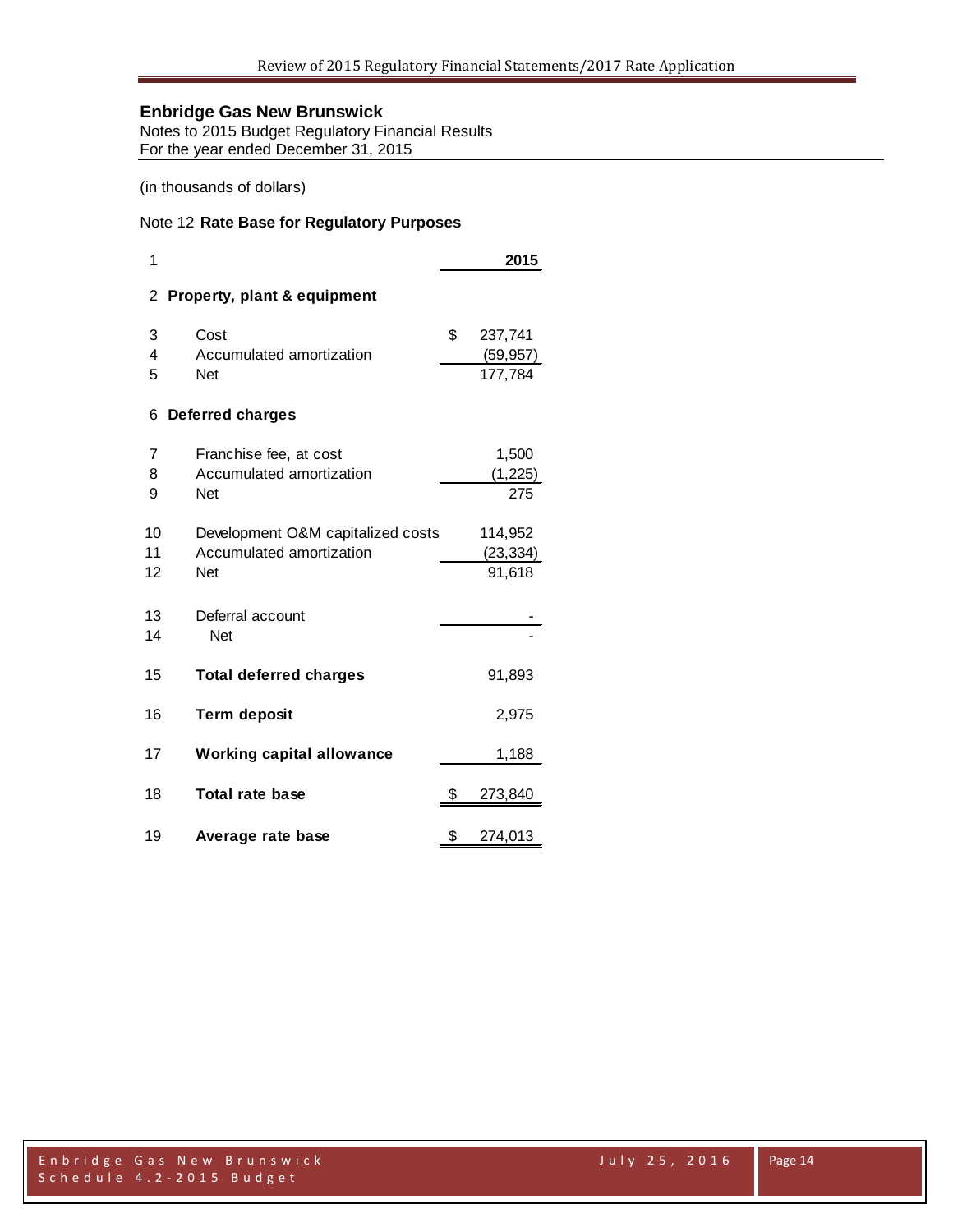**Enbridge Gas New Brunswick**
Notes to 2015 Budget Regulatory Financial Results
For the year ended December 31, 2015

(in thousands of dollars)

Note 12 **Rate Base for Regulatory Purposes**

| Line | Description | | 2015 |
|---|---|---|---|
| 2 | **Property, plant & equipment** | | |
| 3 | Cost | $ | 237,741 |
| 4 | Accumulated amortization | | (59,957) |
| 5 | Net | | 177,784 |
| 6 | **Deferred charges** | | |
| 7 | Franchise fee, at cost | | 1,500 |
| 8 | Accumulated amortization | | (1,225) |
| 9 | Net | | 275 |
| 10 | Development O&M capitalized costs | | 114,952 |
| 11 | Accumulated amortization | | (23,334) |
| 12 | Net | | 91,618 |
| 13 | Deferral account | | - |
| 14 | Net | | - |
| 15 | **Total deferred charges** | | 91,893 |
| 16 | **Term deposit** | | 2,975 |
| 17 | **Working capital allowance** | | 1,188 |
| 18 | **Total rate base** | $ | 273,840 |
| 19 | **Average rate base** | $ | 274,013 |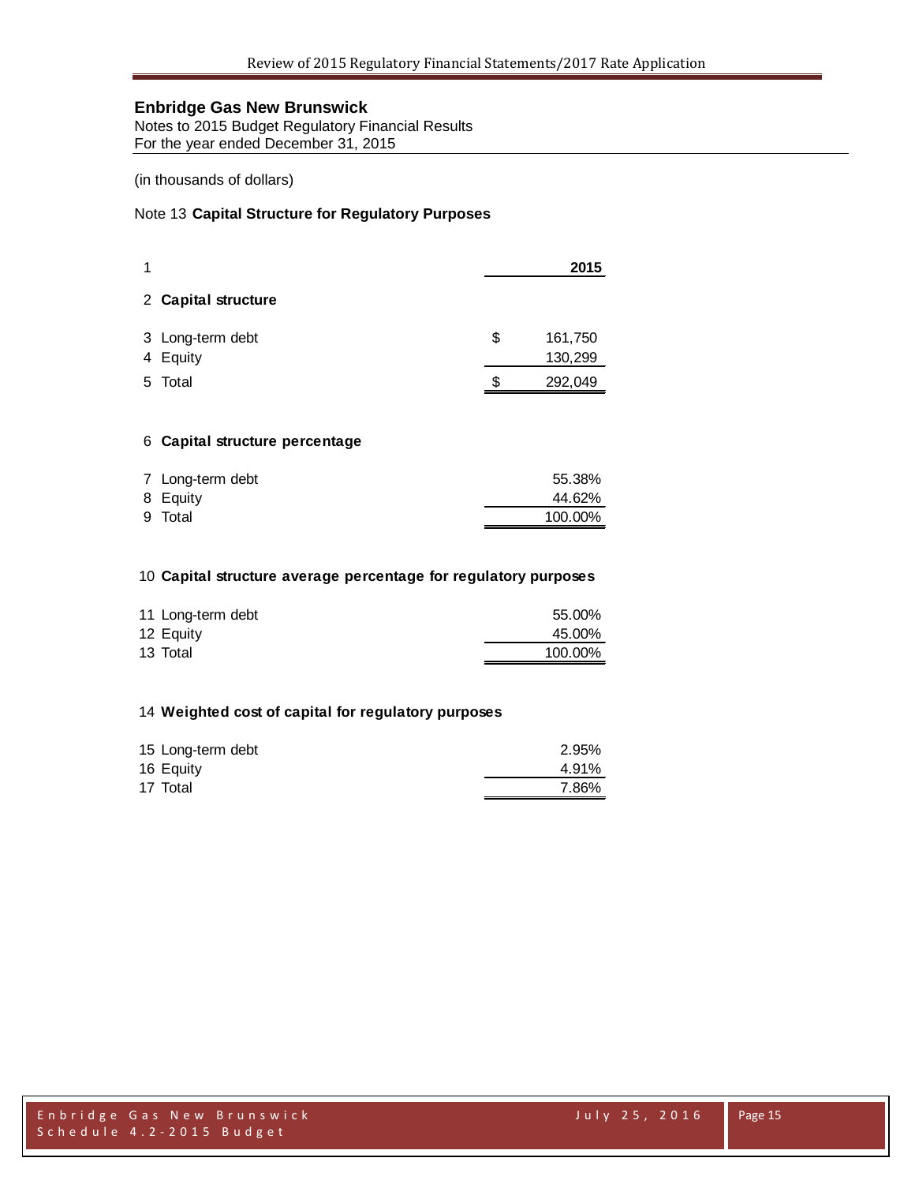## Enbridge Gas New Brunswick

Notes to 2015 Budget Regulatory Financial Results
For the year ended December 31, 2015

(in thousands of dollars)

Note 13 **Capital Structure for Regulatory Purposes**

| 1 | | | 2015 |
|---|---|---|---|
| 2 | **Capital structure** | | |
| 3 | Long-term debt | $ | 161,750 |
| 4 | Equity | | 130,299 |
| 5 | Total | $ | 292,049 |
| 6 | **Capital structure percentage** | | |
| 7 | Long-term debt | | 55.38% |
| 8 | Equity | | 44.62% |
| 9 | Total | | 100.00% |
| 10 | **Capital structure average percentage for regulatory purposes** | | |
| 11 | Long-term debt | | 55.00% |
| 12 | Equity | | 45.00% |
| 13 | Total | | 100.00% |
| 14 | **Weighted cost of capital for regulatory purposes** | | |
| 15 | Long-term debt | | 2.95% |
| 16 | Equity | | 4.91% |
| 17 | Total | | 7.86% |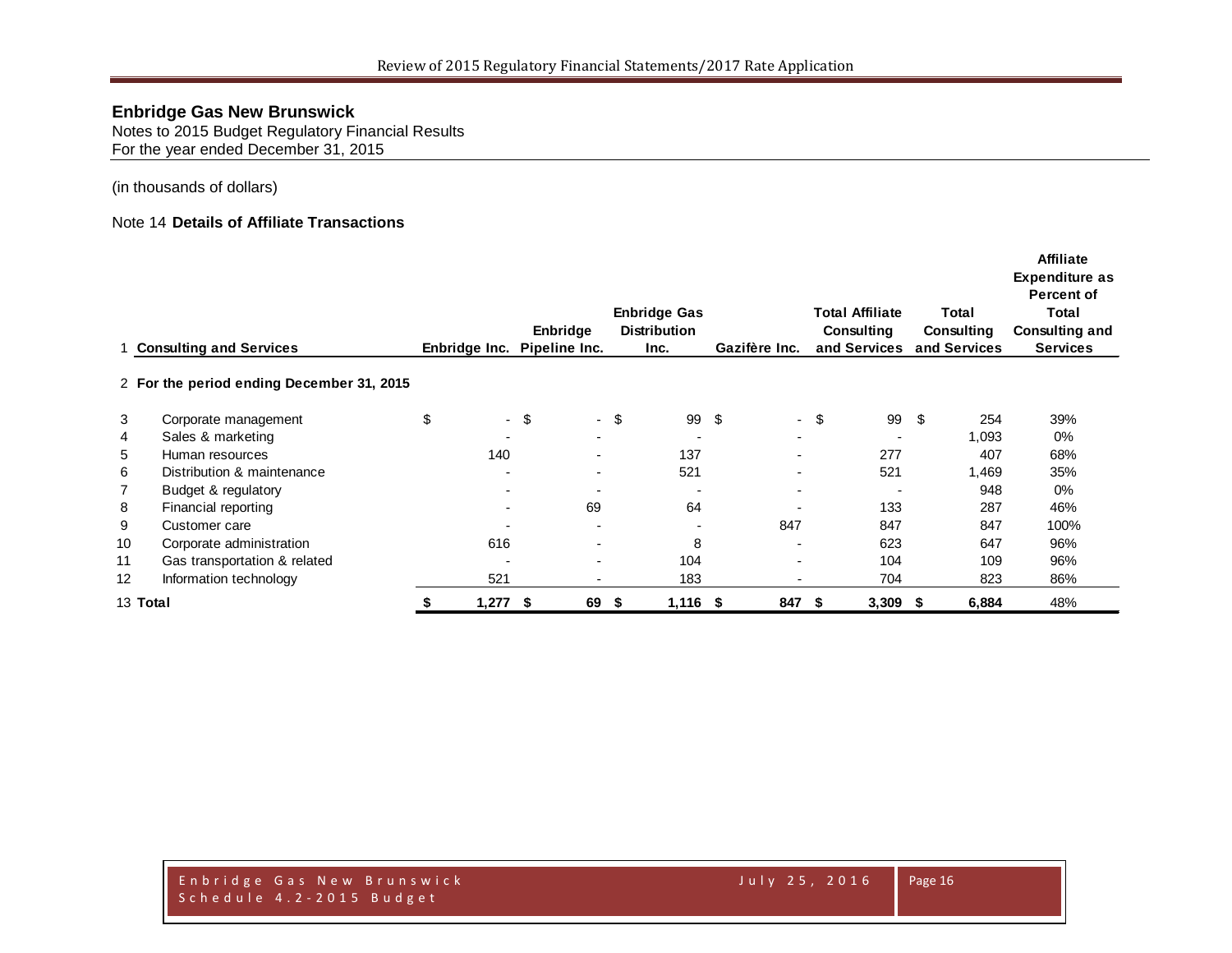## Enbridge Gas New Brunswick

Notes to 2015 Budget Regulatory Financial Results
For the year ended December 31, 2015

(in thousands of dollars)

Note 14 **Details of Affiliate Transactions**

| | Consulting and Services | Enbridge Inc. | Enbridge Pipeline Inc. | Enbridge Gas Distribution Inc. | Gazifère Inc. | Total Affiliate Consulting and Services | Total Consulting and Services | Affiliate Expenditure as Percent of Total Consulting and Services |
|---|---|---|---|---|---|---|---|---|
| 1 | **Consulting and Services** | | | | | | | |
| 2 | **For the period ending December 31, 2015** | | | | | | | |
| 3 | Corporate management | $ - | $ - | $ 99 | $ - | $ 99 | $ 254 | 39% |
| 4 | Sales & marketing | - | - | - | - | - | 1,093 | 0% |
| 5 | Human resources | 140 | - | 137 | - | 277 | 407 | 68% |
| 6 | Distribution & maintenance | - | - | 521 | - | 521 | 1,469 | 35% |
| 7 | Budget & regulatory | - | - | - | - | - | 948 | 0% |
| 8 | Financial reporting | - | 69 | 64 | - | 133 | 287 | 46% |
| 9 | Customer care | - | - | - | 847 | 847 | 847 | 100% |
| 10 | Corporate administration | 616 | - | 8 | - | 623 | 647 | 96% |
| 11 | Gas transportation & related | - | - | 104 | - | 104 | 109 | 96% |
| 12 | Information technology | 521 | - | 183 | - | 704 | 823 | 86% |
| 13 | **Total** | **$ 1,277** | **$ 69** | **$ 1,116** | **$ 847** | **$ 3,309** | **$ 6,884** | 48% |